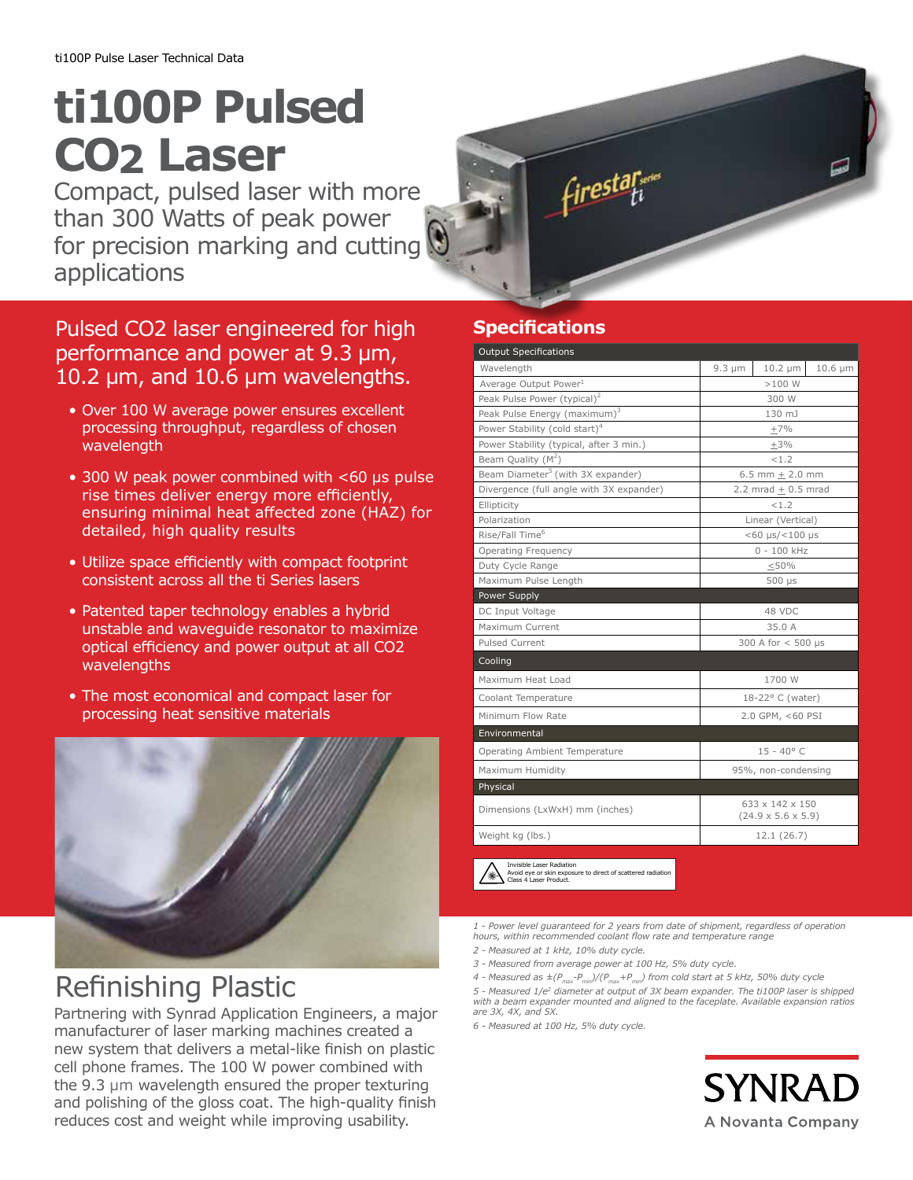ti100P Pulse Laser Technical Data

# ti100P Pulsed CO2 Laser

Compact, pulsed laser with more than 300 Watts of peak power for precision marking and cutting applications

## Pulsed CO2 laser engineered for high performance and power at 9.3 µm, 10.2 µm, and 10.6 µm wavelengths.

- Over 100 W average power ensures excellent processing throughput, regardless of chosen wavelength
- 300 W peak power conmbined with <60 µs pulse rise times deliver energy more efficiently, ensuring minimal heat affected zone (HAZ) for detailed, high quality results
- Utilize space efficiently with compact footprint consistent across all the ti Series lasers
- Patented taper technology enables a hybrid unstable and waveguide resonator to maximize optical efficiency and power output at all CO2 wavelengths
- The most economical and compact laser for processing heat sensitive materials

## Refinishing Plastic

Partnering with Synrad Application Engineers, a major manufacturer of laser marking machines created a new system that delivers a metal-like finish on plastic cell phone frames. The 100 W power combined with the 9.3 µm wavelength ensured the proper texturing and polishing of the gloss coat. The high-quality finish reduces cost and weight while improving usability.

## Specifications

| Output Specifications | | | |
|---|---|---|---|
| Wavelength | 9.3 µm | 10.2 µm | 10.6 µm |
| Average Output Power[1] | >100 W | | |
| Peak Pulse Power (typical)[2] | 300 W | | |
| Peak Pulse Energy (maximum)[3] | 130 mJ | | |
| Power Stability (cold start)[4] | ±7% | | |
| Power Stability (typical, after 3 min.) | ±3% | | |
| Beam Quality ($M^2$) | <1.2 | | |
| Beam Diameter[5] (with 3X expander) | 6.5 mm ± 2.0 mm | | |
| Divergence (full angle with 3X expander) | 2.2 mrad ± 0.5 mrad | | |
| Ellipticity | <1.2 | | |
| Polarization | Linear (Vertical) | | |
| Rise/Fall Time[6] | <60 µs/<100 µs | | |
| Operating Frequency | 0 - 100 kHz | | |
| Duty Cycle Range | ≤50% | | |
| Maximum Pulse Length | 500 µs | | |
| **Power Supply** | | | |
| DC Input Voltage | 48 VDC | | |
| Maximum Current | 35.0 A | | |
| Pulsed Current | 300 A for < 500 µs | | |
| **Cooling** | | | |
| Maximum Heat Load | 1700 W | | |
| Coolant Temperature | 18-22° C (water) | | |
| Minimum Flow Rate | 2.0 GPM, <60 PSI | | |
| **Environmental** | | | |
| Operating Ambient Temperature | 15 - 40° C | | |
| Maximum Humidity | 95%, non-condensing | | |
| **Physical** | | | |
| Dimensions (LxWxH) mm (inches) | 633 x 142 x 150 (24.9 x 5.6 x 5.9) | | |
| Weight kg (lbs.) | 12.1 (26.7) | | |

Invisible Laser Radiation
Avoid eye or skin exposure to direct of scattered radiation
Class 4 Laser Product.

*1 - Power level guaranteed for 2 years from date of shipment, regardless of operation hours, within recommended coolant flow rate and temperature range*

*2 - Measured at 1 kHz, 10% duty cycle.*

*3 - Measured from average power at 100 Hz, 5% duty cycle.*

*4 - Measured as $\pm(P_{max}-P_{min})/(P_{max}+P_{min})$ from cold start at 5 kHz, 50% duty cycle*

*5 - Measured $1/e^2$ diameter at output of 3X beam expander. The ti100P laser is shipped with a beam expander mounted and aligned to the faceplate. Available expansion ratios are 3X, 4X, and 5X.*

*6 - Measured at 100 Hz, 5% duty cycle.*

SYNRAD
A Novanta Company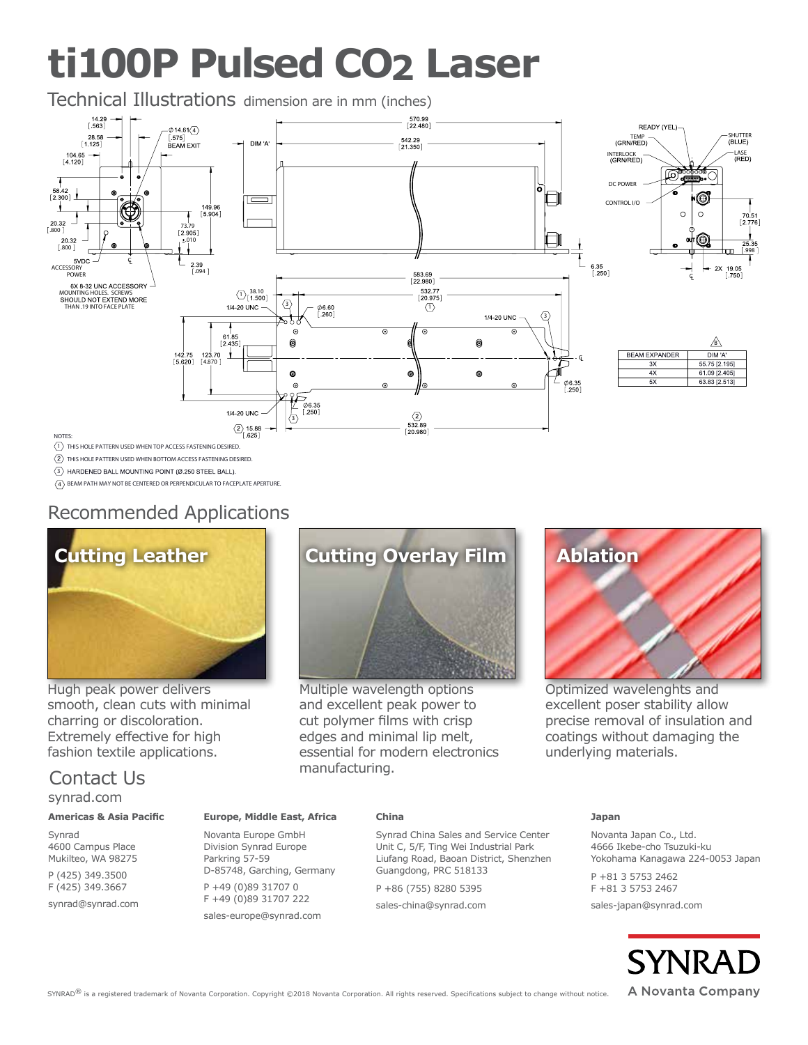# ti100P Pulsed $CO_2$ Laser

## Technical Illustrations dimension are in mm (inches)

| BEAM EXPANDER | DIM 'A' |
|---|---|
| 3X | 55.75 [2.195] |
| 4X | 61.09 [2.405] |
| 5X | 63.83 [2.513] |

NOTES:

1. THIS HOLE PATTERN USED WHEN TOP ACCESS FASTENING DESIRED.
2. THIS HOLE PATTERN USED WHEN BOTTOM ACCESS FASTENING DESIRED.
3. HARDENED BALL MOUNTING POINT (Ø.250 STEEL BALL).
4. BEAM PATH MAY NOT BE CENTERED OR PERPENDICULAR TO FACEPLATE APERTURE.

## Recommended Applications

### Cutting Leather

Hugh peak power delivers smooth, clean cuts with minimal charring or discoloration. Extremely effective for high fashion textile applications.

### Cutting Overlay Film

Multiple wavelength options and excellent peak power to cut polymer films with crisp edges and minimal lip melt, essential for modern electronics manufacturing.

### Ablation

Optimized wavelenghts and excellent poser stability allow precise removal of insulation and coatings without damaging the underlying materials.

## Contact Us

synrad.com

**Americas & Asia Pacific**

Synrad
4600 Campus Place
Mukilteo, WA 98275

P (425) 349.3500
F (425) 349.3667

synrad@synrad.com

**Europe, Middle East, Africa**

Novanta Europe GmbH
Division Synrad Europe
Parkring 57-59
D-85748, Garching, Germany

P +49 (0)89 31707 0
F +49 (0)89 31707 222

sales-europe@synrad.com

**China**

Synrad China Sales and Service Center
Unit C, 5/F, Ting Wei Industrial Park
Liufang Road, Baoan District, Shenzhen
Guangdong, PRC 518133

P +86 (755) 8280 5395

sales-china@synrad.com

**Japan**

Novanta Japan Co., Ltd.
4666 Ikebe-cho Tsuzuki-ku
Yokohama Kanagawa 224-0053 Japan

P +81 3 5753 2462
F +81 3 5753 2467

sales-japan@synrad.com

SYNRAD
A Novanta Company

SYNRAD® is a registered trademark of Novanta Corporation. Copyright ©2018 Novanta Corporation. All rights reserved. Specifications subject to change without notice.